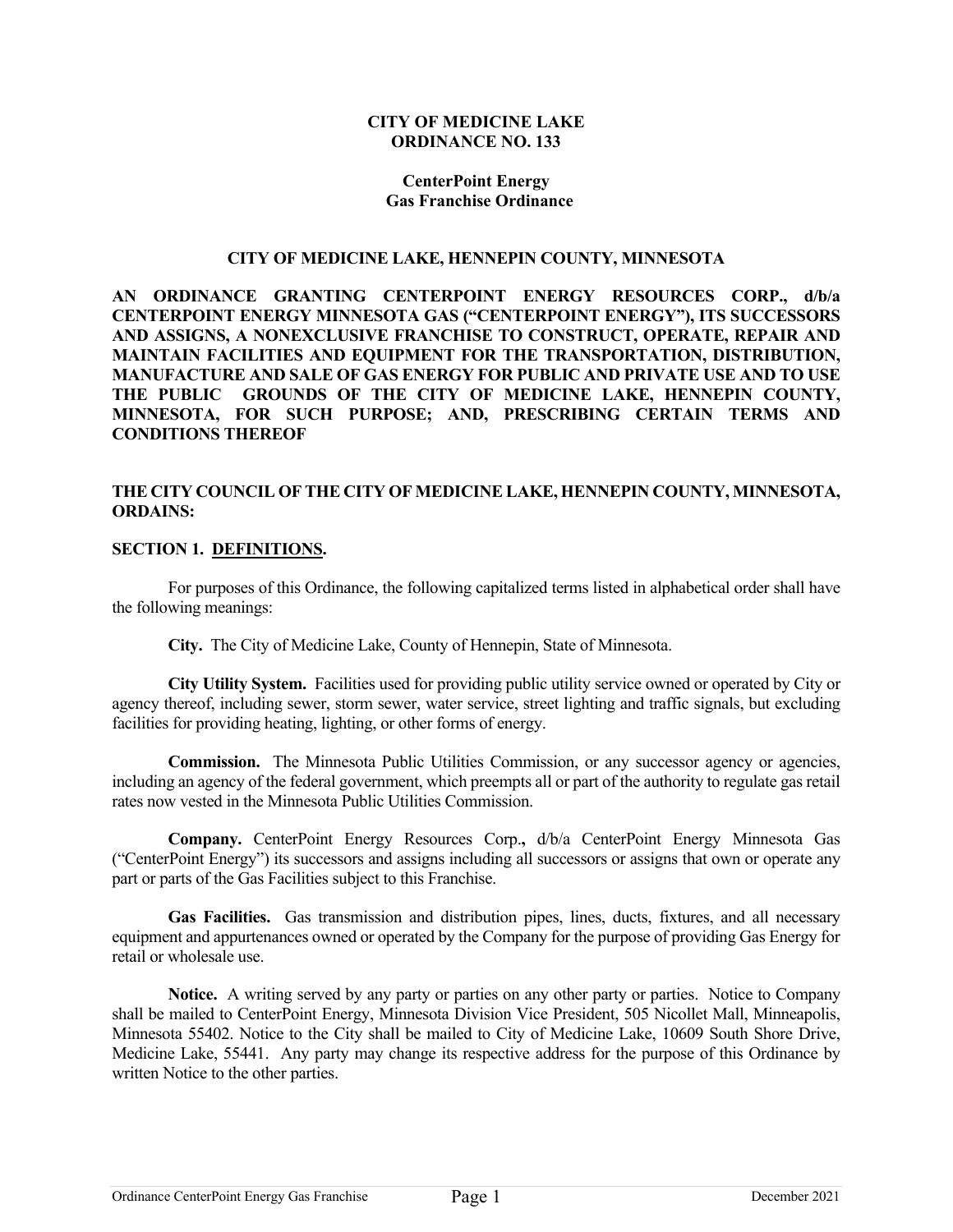**CITY OF MEDICINE LAKE**
**ORDINANCE NO. 133**

**CenterPoint Energy**
**Gas Franchise Ordinance**

**CITY OF MEDICINE LAKE, HENNEPIN COUNTY, MINNESOTA**

**AN ORDINANCE GRANTING CENTERPOINT ENERGY RESOURCES CORP., d/b/a CENTERPOINT ENERGY MINNESOTA GAS ("CENTERPOINT ENERGY"), ITS SUCCESSORS AND ASSIGNS, A NONEXCLUSIVE FRANCHISE TO CONSTRUCT, OPERATE, REPAIR AND MAINTAIN FACILITIES AND EQUIPMENT FOR THE TRANSPORTATION, DISTRIBUTION, MANUFACTURE AND SALE OF GAS ENERGY FOR PUBLIC AND PRIVATE USE AND TO USE THE PUBLIC GROUNDS OF THE CITY OF MEDICINE LAKE, HENNEPIN COUNTY, MINNESOTA, FOR SUCH PURPOSE; AND, PRESCRIBING CERTAIN TERMS AND CONDITIONS THEREOF**

**THE CITY COUNCIL OF THE CITY OF MEDICINE LAKE, HENNEPIN COUNTY, MINNESOTA, ORDAINS:**

**SECTION 1. DEFINITIONS.**

For purposes of this Ordinance, the following capitalized terms listed in alphabetical order shall have the following meanings:

**City.** The City of Medicine Lake, County of Hennepin, State of Minnesota.

**City Utility System.** Facilities used for providing public utility service owned or operated by City or agency thereof, including sewer, storm sewer, water service, street lighting and traffic signals, but excluding facilities for providing heating, lighting, or other forms of energy.

**Commission.** The Minnesota Public Utilities Commission, or any successor agency or agencies, including an agency of the federal government, which preempts all or part of the authority to regulate gas retail rates now vested in the Minnesota Public Utilities Commission.

**Company.** CenterPoint Energy Resources Corp., d/b/a CenterPoint Energy Minnesota Gas ("CenterPoint Energy") its successors and assigns including all successors or assigns that own or operate any part or parts of the Gas Facilities subject to this Franchise.

**Gas Facilities.** Gas transmission and distribution pipes, lines, ducts, fixtures, and all necessary equipment and appurtenances owned or operated by the Company for the purpose of providing Gas Energy for retail or wholesale use.

**Notice.** A writing served by any party or parties on any other party or parties. Notice to Company shall be mailed to CenterPoint Energy, Minnesota Division Vice President, 505 Nicollet Mall, Minneapolis, Minnesota 55402. Notice to the City shall be mailed to City of Medicine Lake, 10609 South Shore Drive, Medicine Lake, 55441. Any party may change its respective address for the purpose of this Ordinance by written Notice to the other parties.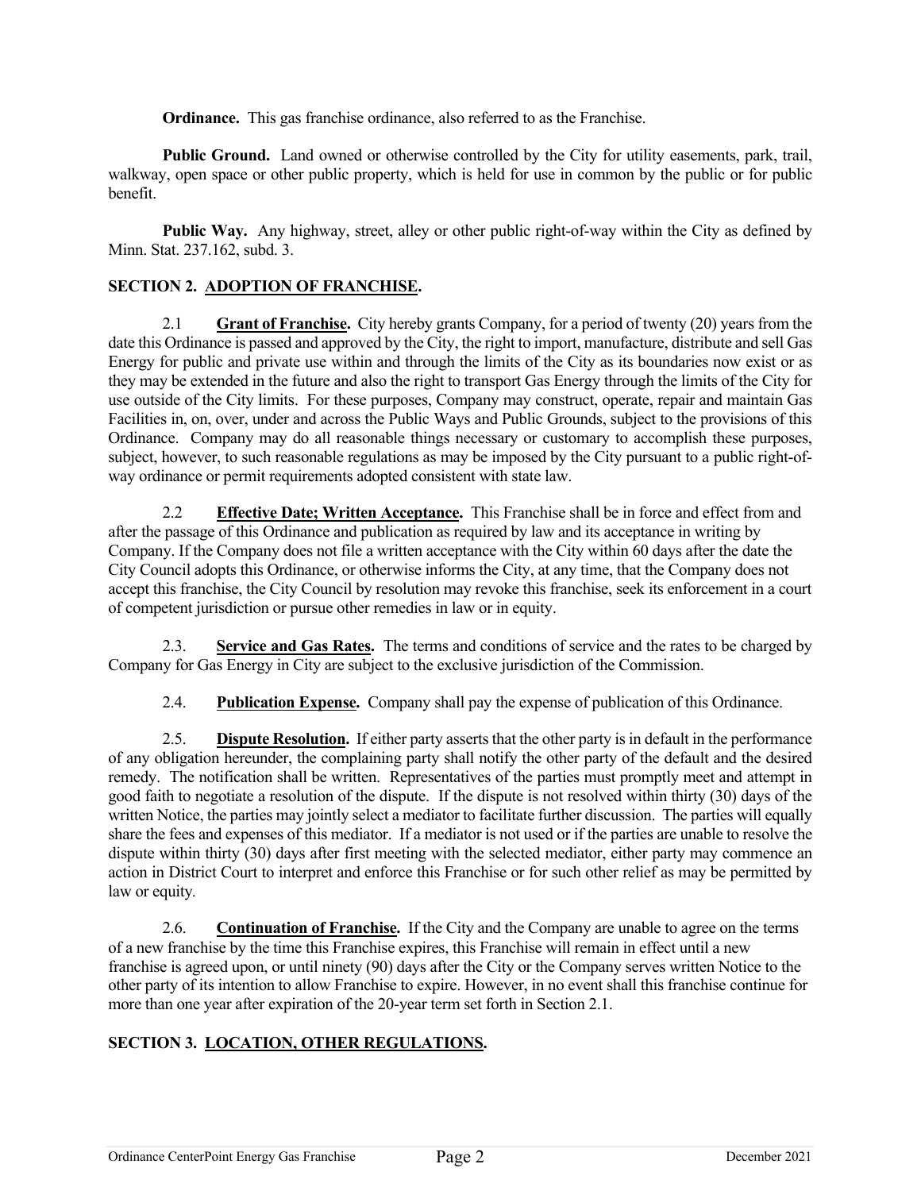**Ordinance.** This gas franchise ordinance, also referred to as the Franchise.

**Public Ground.** Land owned or otherwise controlled by the City for utility easements, park, trail, walkway, open space or other public property, which is held for use in common by the public or for public benefit.

**Public Way.** Any highway, street, alley or other public right-of-way within the City as defined by Minn. Stat. 237.162, subd. 3.

## SECTION 2. ADOPTION OF FRANCHISE.

2.1 **Grant of Franchise.** City hereby grants Company, for a period of twenty (20) years from the date this Ordinance is passed and approved by the City, the right to import, manufacture, distribute and sell Gas Energy for public and private use within and through the limits of the City as its boundaries now exist or as they may be extended in the future and also the right to transport Gas Energy through the limits of the City for use outside of the City limits. For these purposes, Company may construct, operate, repair and maintain Gas Facilities in, on, over, under and across the Public Ways and Public Grounds, subject to the provisions of this Ordinance. Company may do all reasonable things necessary or customary to accomplish these purposes, subject, however, to such reasonable regulations as may be imposed by the City pursuant to a public right-of-way ordinance or permit requirements adopted consistent with state law.

2.2 **Effective Date; Written Acceptance.** This Franchise shall be in force and effect from and after the passage of this Ordinance and publication as required by law and its acceptance in writing by Company. If the Company does not file a written acceptance with the City within 60 days after the date the City Council adopts this Ordinance, or otherwise informs the City, at any time, that the Company does not accept this franchise, the City Council by resolution may revoke this franchise, seek its enforcement in a court of competent jurisdiction or pursue other remedies in law or in equity.

2.3. **Service and Gas Rates.** The terms and conditions of service and the rates to be charged by Company for Gas Energy in City are subject to the exclusive jurisdiction of the Commission.

2.4. **Publication Expense.** Company shall pay the expense of publication of this Ordinance.

2.5. **Dispute Resolution.** If either party asserts that the other party is in default in the performance of any obligation hereunder, the complaining party shall notify the other party of the default and the desired remedy. The notification shall be written. Representatives of the parties must promptly meet and attempt in good faith to negotiate a resolution of the dispute. If the dispute is not resolved within thirty (30) days of the written Notice, the parties may jointly select a mediator to facilitate further discussion. The parties will equally share the fees and expenses of this mediator. If a mediator is not used or if the parties are unable to resolve the dispute within thirty (30) days after first meeting with the selected mediator, either party may commence an action in District Court to interpret and enforce this Franchise or for such other relief as may be permitted by law or equity.

2.6. **Continuation of Franchise.** If the City and the Company are unable to agree on the terms of a new franchise by the time this Franchise expires, this Franchise will remain in effect until a new franchise is agreed upon, or until ninety (90) days after the City or the Company serves written Notice to the other party of its intention to allow Franchise to expire. However, in no event shall this franchise continue for more than one year after expiration of the 20-year term set forth in Section 2.1.

## SECTION 3. LOCATION, OTHER REGULATIONS.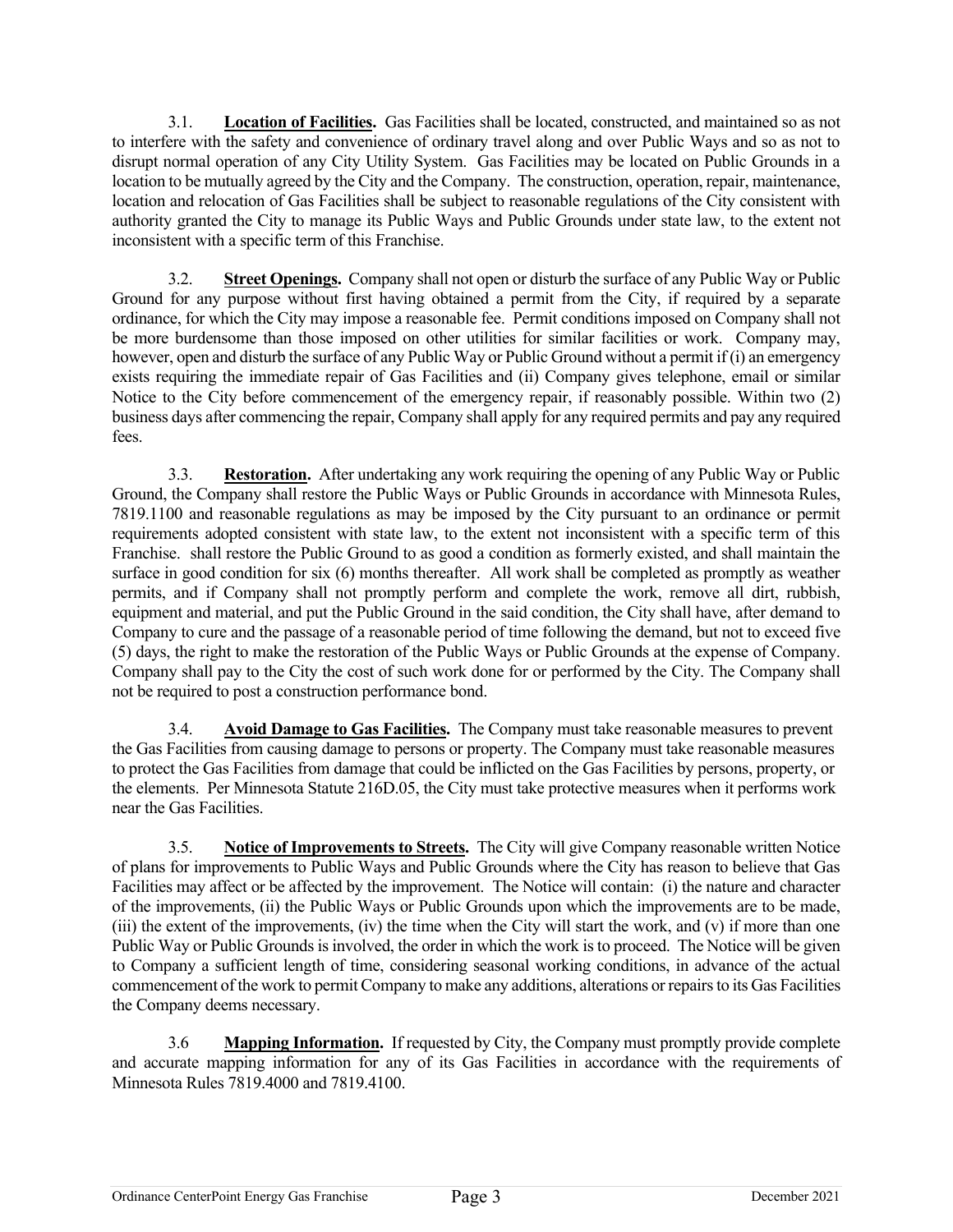3.1. **Location of Facilities.** Gas Facilities shall be located, constructed, and maintained so as not to interfere with the safety and convenience of ordinary travel along and over Public Ways and so as not to disrupt normal operation of any City Utility System. Gas Facilities may be located on Public Grounds in a location to be mutually agreed by the City and the Company. The construction, operation, repair, maintenance, location and relocation of Gas Facilities shall be subject to reasonable regulations of the City consistent with authority granted the City to manage its Public Ways and Public Grounds under state law, to the extent not inconsistent with a specific term of this Franchise.

3.2. **Street Openings.** Company shall not open or disturb the surface of any Public Way or Public Ground for any purpose without first having obtained a permit from the City, if required by a separate ordinance, for which the City may impose a reasonable fee. Permit conditions imposed on Company shall not be more burdensome than those imposed on other utilities for similar facilities or work. Company may, however, open and disturb the surface of any Public Way or Public Ground without a permit if (i) an emergency exists requiring the immediate repair of Gas Facilities and (ii) Company gives telephone, email or similar Notice to the City before commencement of the emergency repair, if reasonably possible. Within two (2) business days after commencing the repair, Company shall apply for any required permits and pay any required fees.

3.3. **Restoration.** After undertaking any work requiring the opening of any Public Way or Public Ground, the Company shall restore the Public Ways or Public Grounds in accordance with Minnesota Rules, 7819.1100 and reasonable regulations as may be imposed by the City pursuant to an ordinance or permit requirements adopted consistent with state law, to the extent not inconsistent with a specific term of this Franchise. shall restore the Public Ground to as good a condition as formerly existed, and shall maintain the surface in good condition for six (6) months thereafter. All work shall be completed as promptly as weather permits, and if Company shall not promptly perform and complete the work, remove all dirt, rubbish, equipment and material, and put the Public Ground in the said condition, the City shall have, after demand to Company to cure and the passage of a reasonable period of time following the demand, but not to exceed five (5) days, the right to make the restoration of the Public Ways or Public Grounds at the expense of Company. Company shall pay to the City the cost of such work done for or performed by the City. The Company shall not be required to post a construction performance bond.

3.4. **Avoid Damage to Gas Facilities.** The Company must take reasonable measures to prevent the Gas Facilities from causing damage to persons or property. The Company must take reasonable measures to protect the Gas Facilities from damage that could be inflicted on the Gas Facilities by persons, property, or the elements. Per Minnesota Statute 216D.05, the City must take protective measures when it performs work near the Gas Facilities.

3.5. **Notice of Improvements to Streets.** The City will give Company reasonable written Notice of plans for improvements to Public Ways and Public Grounds where the City has reason to believe that Gas Facilities may affect or be affected by the improvement. The Notice will contain: (i) the nature and character of the improvements, (ii) the Public Ways or Public Grounds upon which the improvements are to be made, (iii) the extent of the improvements, (iv) the time when the City will start the work, and (v) if more than one Public Way or Public Grounds is involved, the order in which the work is to proceed. The Notice will be given to Company a sufficient length of time, considering seasonal working conditions, in advance of the actual commencement of the work to permit Company to make any additions, alterations or repairs to its Gas Facilities the Company deems necessary.

3.6 **Mapping Information.** If requested by City, the Company must promptly provide complete and accurate mapping information for any of its Gas Facilities in accordance with the requirements of Minnesota Rules 7819.4000 and 7819.4100.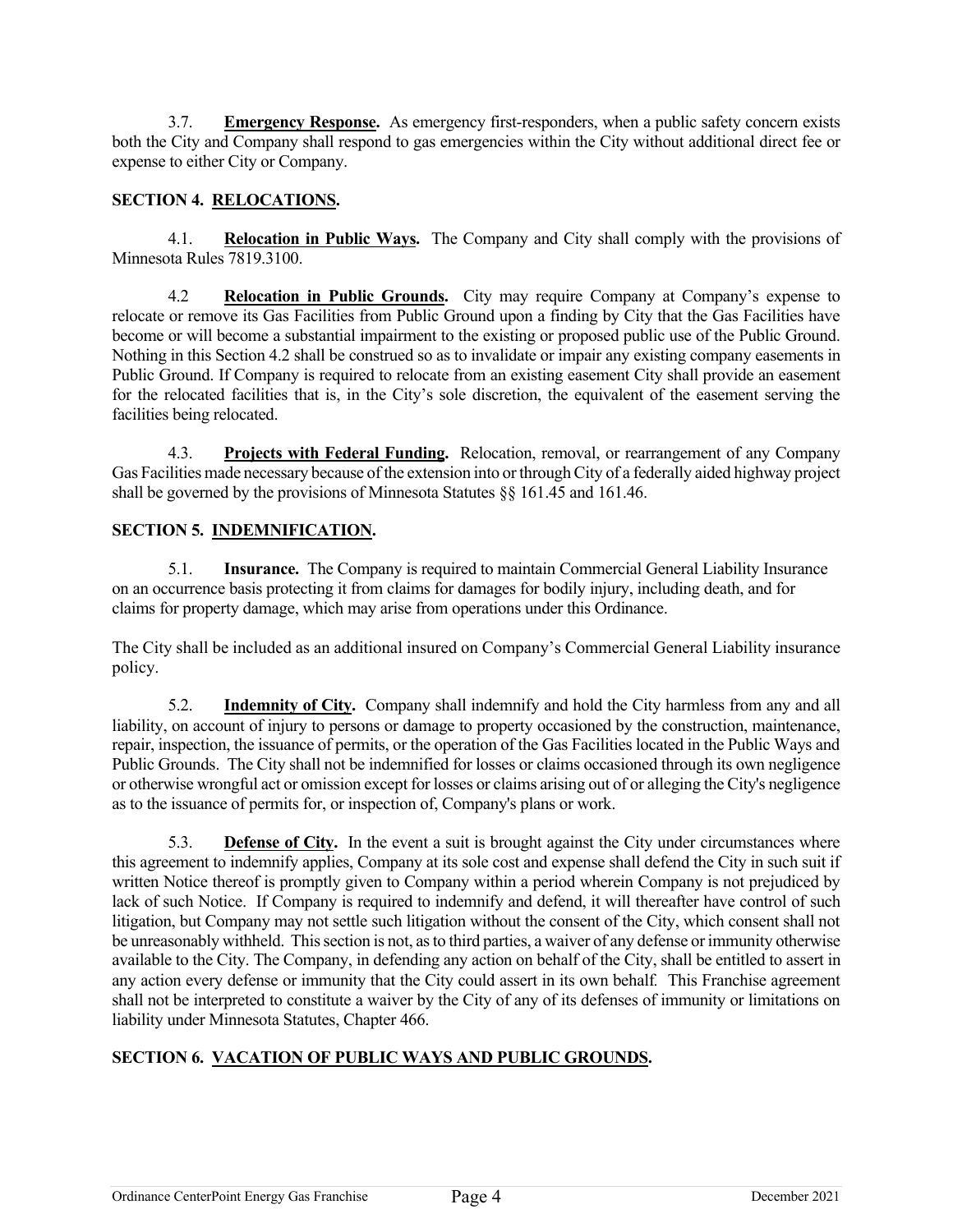3.7. **Emergency Response.** As emergency first-responders, when a public safety concern exists both the City and Company shall respond to gas emergencies within the City without additional direct fee or expense to either City or Company.

## SECTION 4. RELOCATIONS.

4.1. **Relocation in Public Ways.** The Company and City shall comply with the provisions of Minnesota Rules 7819.3100.

4.2 **Relocation in Public Grounds.** City may require Company at Company's expense to relocate or remove its Gas Facilities from Public Ground upon a finding by City that the Gas Facilities have become or will become a substantial impairment to the existing or proposed public use of the Public Ground. Nothing in this Section 4.2 shall be construed so as to invalidate or impair any existing company easements in Public Ground. If Company is required to relocate from an existing easement City shall provide an easement for the relocated facilities that is, in the City's sole discretion, the equivalent of the easement serving the facilities being relocated.

4.3. **Projects with Federal Funding.** Relocation, removal, or rearrangement of any Company Gas Facilities made necessary because of the extension into or through City of a federally aided highway project shall be governed by the provisions of Minnesota Statutes §§ 161.45 and 161.46.

## SECTION 5. INDEMNIFICATION.

5.1. **Insurance.** The Company is required to maintain Commercial General Liability Insurance on an occurrence basis protecting it from claims for damages for bodily injury, including death, and for claims for property damage, which may arise from operations under this Ordinance.

The City shall be included as an additional insured on Company's Commercial General Liability insurance policy.

5.2. **Indemnity of City.** Company shall indemnify and hold the City harmless from any and all liability, on account of injury to persons or damage to property occasioned by the construction, maintenance, repair, inspection, the issuance of permits, or the operation of the Gas Facilities located in the Public Ways and Public Grounds. The City shall not be indemnified for losses or claims occasioned through its own negligence or otherwise wrongful act or omission except for losses or claims arising out of or alleging the City's negligence as to the issuance of permits for, or inspection of, Company's plans or work.

5.3. **Defense of City.** In the event a suit is brought against the City under circumstances where this agreement to indemnify applies, Company at its sole cost and expense shall defend the City in such suit if written Notice thereof is promptly given to Company within a period wherein Company is not prejudiced by lack of such Notice. If Company is required to indemnify and defend, it will thereafter have control of such litigation, but Company may not settle such litigation without the consent of the City, which consent shall not be unreasonably withheld. This section is not, as to third parties, a waiver of any defense or immunity otherwise available to the City. The Company, in defending any action on behalf of the City, shall be entitled to assert in any action every defense or immunity that the City could assert in its own behalf. This Franchise agreement shall not be interpreted to constitute a waiver by the City of any of its defenses of immunity or limitations on liability under Minnesota Statutes, Chapter 466.

## SECTION 6. VACATION OF PUBLIC WAYS AND PUBLIC GROUNDS.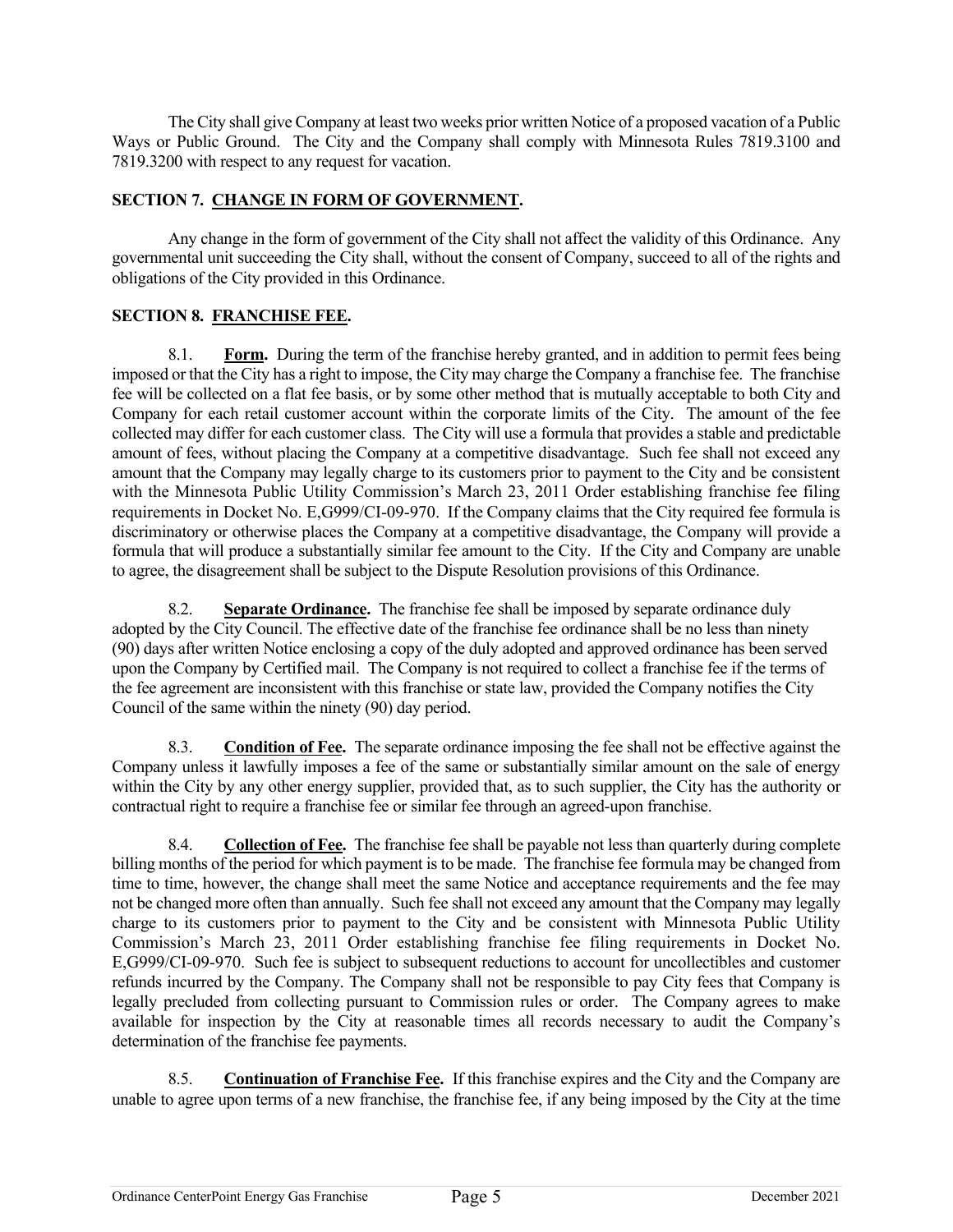The City shall give Company at least two weeks prior written Notice of a proposed vacation of a Public Ways or Public Ground. The City and the Company shall comply with Minnesota Rules 7819.3100 and 7819.3200 with respect to any request for vacation.

## SECTION 7. CHANGE IN FORM OF GOVERNMENT.

Any change in the form of government of the City shall not affect the validity of this Ordinance. Any governmental unit succeeding the City shall, without the consent of Company, succeed to all of the rights and obligations of the City provided in this Ordinance.

## SECTION 8. FRANCHISE FEE.

8.1. **Form.** During the term of the franchise hereby granted, and in addition to permit fees being imposed or that the City has a right to impose, the City may charge the Company a franchise fee. The franchise fee will be collected on a flat fee basis, or by some other method that is mutually acceptable to both City and Company for each retail customer account within the corporate limits of the City. The amount of the fee collected may differ for each customer class. The City will use a formula that provides a stable and predictable amount of fees, without placing the Company at a competitive disadvantage. Such fee shall not exceed any amount that the Company may legally charge to its customers prior to payment to the City and be consistent with the Minnesota Public Utility Commission's March 23, 2011 Order establishing franchise fee filing requirements in Docket No. E,G999/CI-09-970. If the Company claims that the City required fee formula is discriminatory or otherwise places the Company at a competitive disadvantage, the Company will provide a formula that will produce a substantially similar fee amount to the City. If the City and Company are unable to agree, the disagreement shall be subject to the Dispute Resolution provisions of this Ordinance.

8.2. **Separate Ordinance.** The franchise fee shall be imposed by separate ordinance duly adopted by the City Council. The effective date of the franchise fee ordinance shall be no less than ninety (90) days after written Notice enclosing a copy of the duly adopted and approved ordinance has been served upon the Company by Certified mail. The Company is not required to collect a franchise fee if the terms of the fee agreement are inconsistent with this franchise or state law, provided the Company notifies the City Council of the same within the ninety (90) day period.

8.3. **Condition of Fee.** The separate ordinance imposing the fee shall not be effective against the Company unless it lawfully imposes a fee of the same or substantially similar amount on the sale of energy within the City by any other energy supplier, provided that, as to such supplier, the City has the authority or contractual right to require a franchise fee or similar fee through an agreed-upon franchise.

8.4. **Collection of Fee.** The franchise fee shall be payable not less than quarterly during complete billing months of the period for which payment is to be made. The franchise fee formula may be changed from time to time, however, the change shall meet the same Notice and acceptance requirements and the fee may not be changed more often than annually. Such fee shall not exceed any amount that the Company may legally charge to its customers prior to payment to the City and be consistent with Minnesota Public Utility Commission's March 23, 2011 Order establishing franchise fee filing requirements in Docket No. E,G999/CI-09-970. Such fee is subject to subsequent reductions to account for uncollectibles and customer refunds incurred by the Company. The Company shall not be responsible to pay City fees that Company is legally precluded from collecting pursuant to Commission rules or order. The Company agrees to make available for inspection by the City at reasonable times all records necessary to audit the Company's determination of the franchise fee payments.

8.5. **Continuation of Franchise Fee.** If this franchise expires and the City and the Company are unable to agree upon terms of a new franchise, the franchise fee, if any being imposed by the City at the time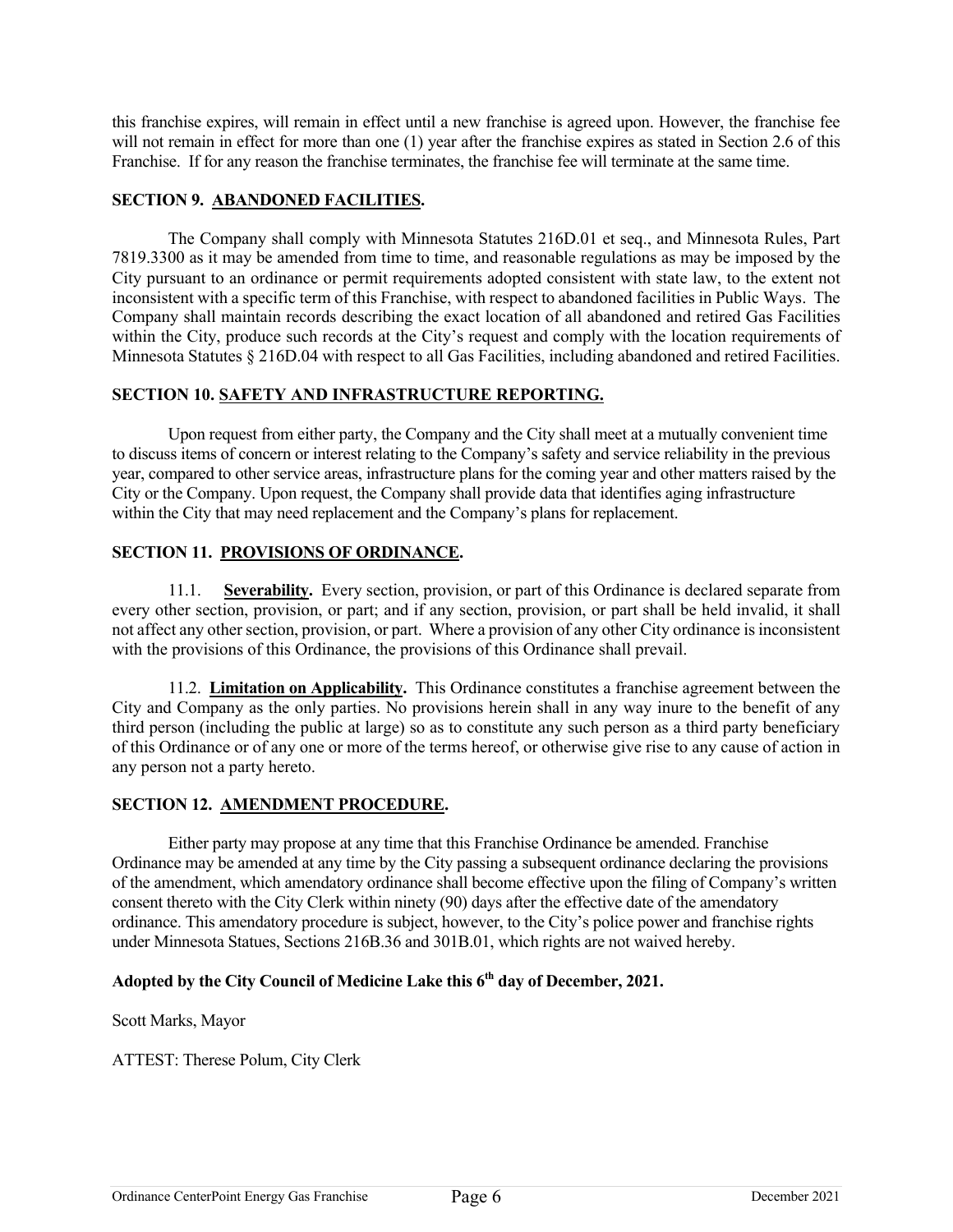this franchise expires, will remain in effect until a new franchise is agreed upon. However, the franchise fee will not remain in effect for more than one (1) year after the franchise expires as stated in Section 2.6 of this Franchise. If for any reason the franchise terminates, the franchise fee will terminate at the same time.

## SECTION 9. ABANDONED FACILITIES.

The Company shall comply with Minnesota Statutes 216D.01 et seq., and Minnesota Rules, Part 7819.3300 as it may be amended from time to time, and reasonable regulations as may be imposed by the City pursuant to an ordinance or permit requirements adopted consistent with state law, to the extent not inconsistent with a specific term of this Franchise, with respect to abandoned facilities in Public Ways. The Company shall maintain records describing the exact location of all abandoned and retired Gas Facilities within the City, produce such records at the City's request and comply with the location requirements of Minnesota Statutes § 216D.04 with respect to all Gas Facilities, including abandoned and retired Facilities.

## SECTION 10. SAFETY AND INFRASTRUCTURE REPORTING.

Upon request from either party, the Company and the City shall meet at a mutually convenient time to discuss items of concern or interest relating to the Company's safety and service reliability in the previous year, compared to other service areas, infrastructure plans for the coming year and other matters raised by the City or the Company. Upon request, the Company shall provide data that identifies aging infrastructure within the City that may need replacement and the Company's plans for replacement.

## SECTION 11. PROVISIONS OF ORDINANCE.

11.1. **Severability.** Every section, provision, or part of this Ordinance is declared separate from every other section, provision, or part; and if any section, provision, or part shall be held invalid, it shall not affect any other section, provision, or part. Where a provision of any other City ordinance is inconsistent with the provisions of this Ordinance, the provisions of this Ordinance shall prevail.

11.2. **Limitation on Applicability.** This Ordinance constitutes a franchise agreement between the City and Company as the only parties. No provisions herein shall in any way inure to the benefit of any third person (including the public at large) so as to constitute any such person as a third party beneficiary of this Ordinance or of any one or more of the terms hereof, or otherwise give rise to any cause of action in any person not a party hereto.

## SECTION 12. AMENDMENT PROCEDURE.

Either party may propose at any time that this Franchise Ordinance be amended. Franchise Ordinance may be amended at any time by the City passing a subsequent ordinance declaring the provisions of the amendment, which amendatory ordinance shall become effective upon the filing of Company's written consent thereto with the City Clerk within ninety (90) days after the effective date of the amendatory ordinance. This amendatory procedure is subject, however, to the City's police power and franchise rights under Minnesota Statues, Sections 216B.36 and 301B.01, which rights are not waived hereby.

**Adopted by the City Council of Medicine Lake this 6th day of December, 2021.**

Scott Marks, Mayor

ATTEST: Therese Polum, City Clerk